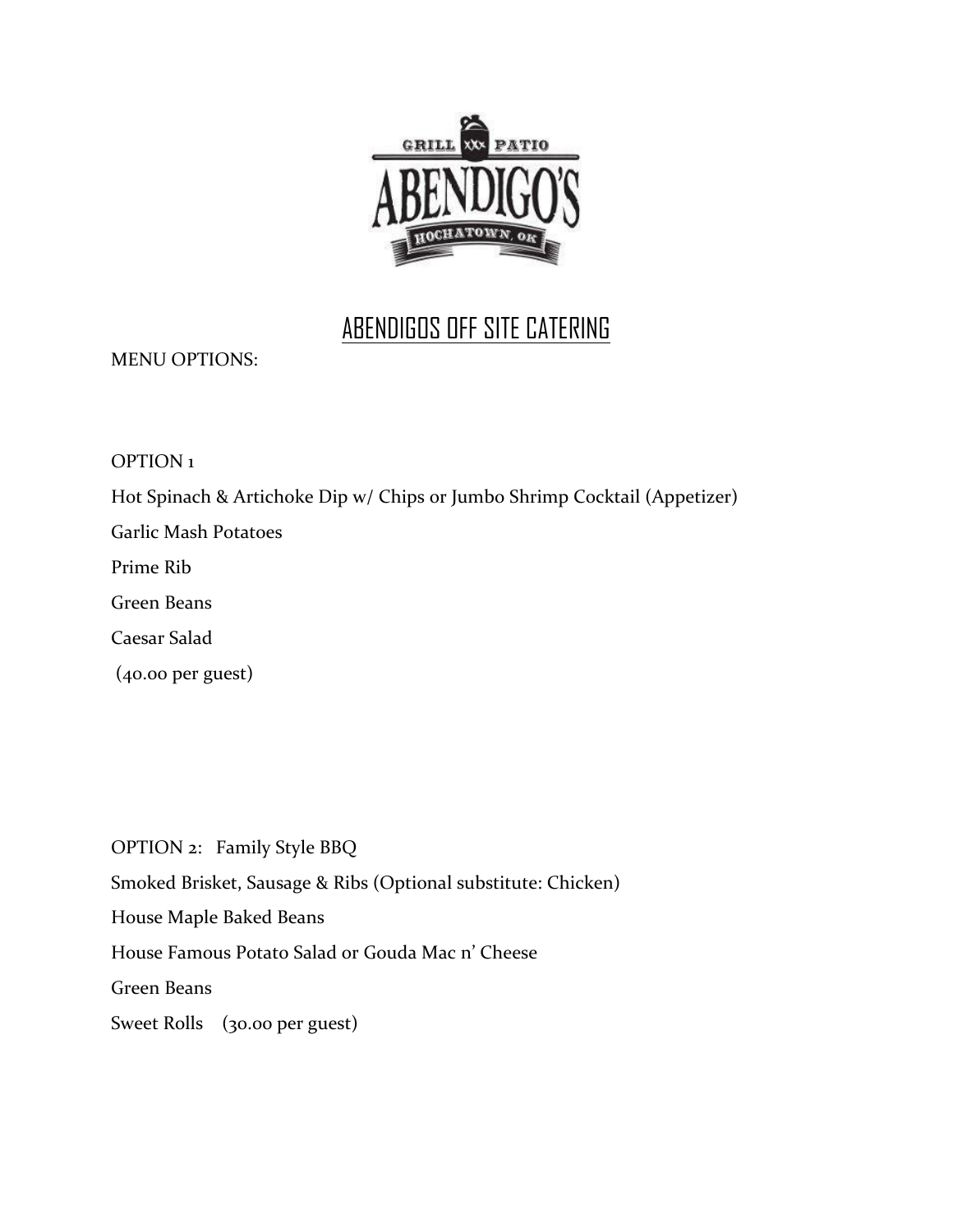# ABENDIGOS OFF SITE CATERING

MENU OPTIONS:

OPTION 1

Hot Spinach & Artichoke Dip w/ Chips or Jumbo Shrimp Cocktail (Appetizer)

Garlic Mash Potatoes

Prime Rib

Green Beans

Caesar Salad

(40.00 per guest)

OPTION 2: Family Style BBQ

Smoked Brisket, Sausage & Ribs (Optional substitute: Chicken)

House Maple Baked Beans

House Famous Potato Salad or Gouda Mac n' Cheese

Green Beans

Sweet Rolls (30.00 per guest)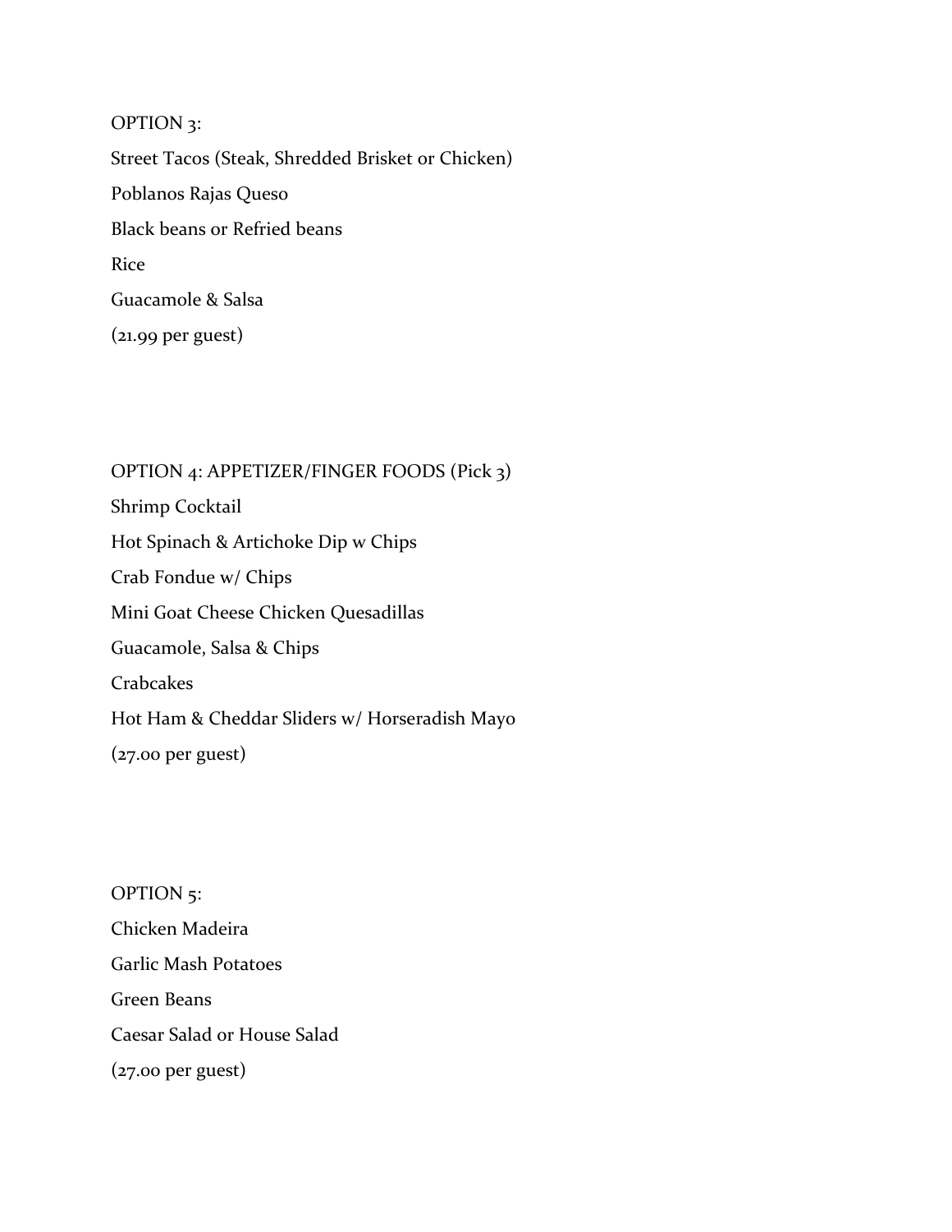OPTION 3:

Street Tacos (Steak, Shredded Brisket or Chicken)

Poblanos Rajas Queso

Black beans or Refried beans

Rice

Guacamole & Salsa

(21.99 per guest)

OPTION 4: APPETIZER/FINGER FOODS (Pick 3)

Shrimp Cocktail

Hot Spinach & Artichoke Dip w Chips

Crab Fondue w/ Chips

Mini Goat Cheese Chicken Quesadillas

Guacamole, Salsa & Chips

Crabcakes

Hot Ham & Cheddar Sliders w/ Horseradish Mayo

(27.00 per guest)

OPTION 5:

Chicken Madeira

Garlic Mash Potatoes

Green Beans

Caesar Salad or House Salad

(27.00 per guest)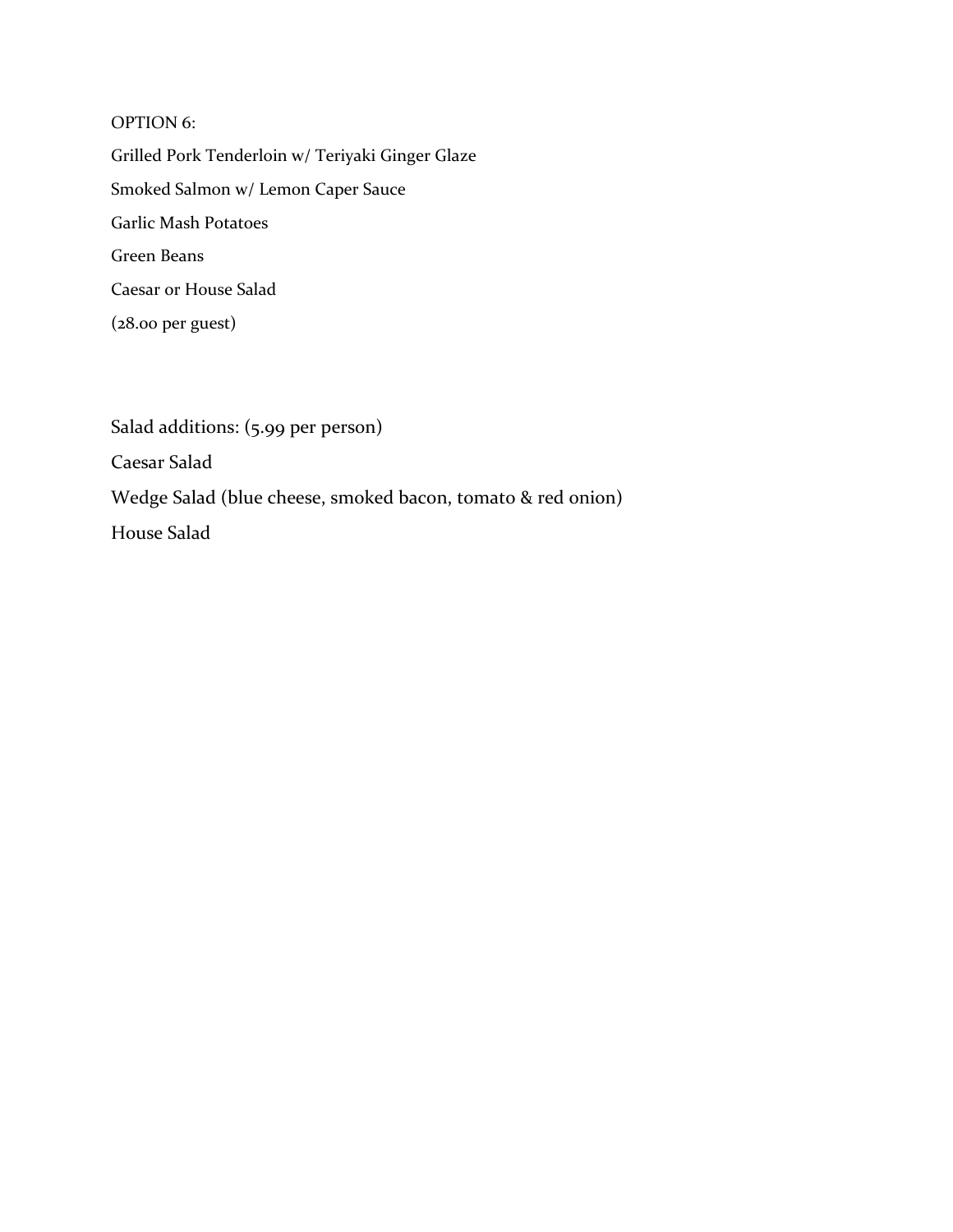OPTION 6:

Grilled Pork Tenderloin w/ Teriyaki Ginger Glaze

Smoked Salmon w/ Lemon Caper Sauce

Garlic Mash Potatoes

Green Beans

Caesar or House Salad

(28.00 per guest)

Salad additions: (5.99 per person)

Caesar Salad

Wedge Salad (blue cheese, smoked bacon, tomato & red onion)

House Salad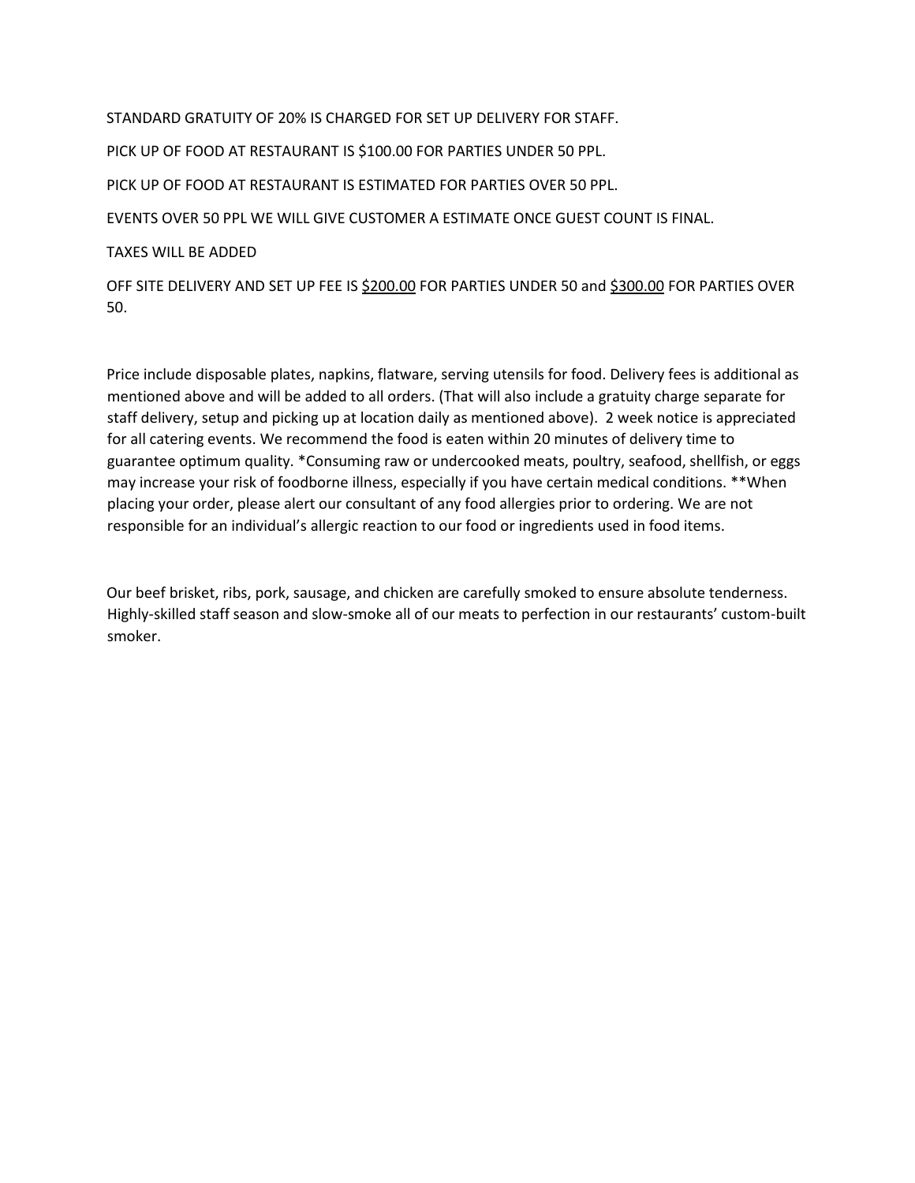STANDARD GRATUITY OF 20% IS CHARGED FOR SET UP DELIVERY FOR STAFF.

PICK UP OF FOOD AT RESTAURANT IS $100.00 FOR PARTIES UNDER 50 PPL.

PICK UP OF FOOD AT RESTAURANT IS ESTIMATED FOR PARTIES OVER 50 PPL.

EVENTS OVER 50 PPL WE WILL GIVE CUSTOMER A ESTIMATE ONCE GUEST COUNT IS FINAL.

TAXES WILL BE ADDED

OFF SITE DELIVERY AND SET UP FEE IS <u>$200.00</u> FOR PARTIES UNDER 50 and <u>$300.00</u> FOR PARTIES OVER 50.

Price include disposable plates, napkins, flatware, serving utensils for food. Delivery fees is additional as mentioned above and will be added to all orders. (That will also include a gratuity charge separate for staff delivery, setup and picking up at location daily as mentioned above). 2 week notice is appreciated for all catering events. We recommend the food is eaten within 20 minutes of delivery time to guarantee optimum quality. *Consuming raw or undercooked meats, poultry, seafood, shellfish, or eggs may increase your risk of foodborne illness, especially if you have certain medical conditions. **When placing your order, please alert our consultant of any food allergies prior to ordering. We are not responsible for an individual's allergic reaction to our food or ingredients used in food items.

Our beef brisket, ribs, pork, sausage, and chicken are carefully smoked to ensure absolute tenderness. Highly-skilled staff season and slow-smoke all of our meats to perfection in our restaurants' custom-built smoker.